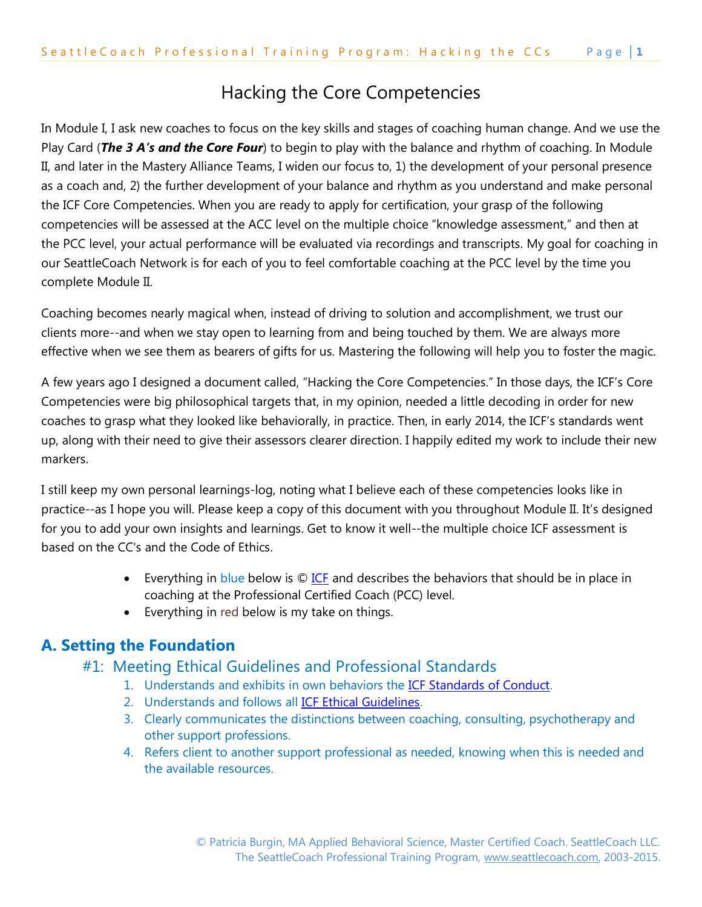# Hacking the Core Competencies

In Module I, I ask new coaches to focus on the key skills and stages of coaching human change. And we use the Play Card (***The 3 A's and the Core Four***) to begin to play with the balance and rhythm of coaching. In Module II, and later in the Mastery Alliance Teams, I widen our focus to, 1) the development of your personal presence as a coach and, 2) the further development of your balance and rhythm as you understand and make personal the ICF Core Competencies. When you are ready to apply for certification, your grasp of the following competencies will be assessed at the ACC level on the multiple choice "knowledge assessment," and then at the PCC level, your actual performance will be evaluated via recordings and transcripts. My goal for coaching in our SeattleCoach Network is for each of you to feel comfortable coaching at the PCC level by the time you complete Module II.

Coaching becomes nearly magical when, instead of driving to solution and accomplishment, we trust our clients more--and when we stay open to learning from and being touched by them. We are always more effective when we see them as bearers of gifts for us. Mastering the following will help you to foster the magic.

A few years ago I designed a document called, "Hacking the Core Competencies." In those days, the ICF's Core Competencies were big philosophical targets that, in my opinion, needed a little decoding in order for new coaches to grasp what they looked like behaviorally, in practice. Then, in early 2014, the ICF's standards went up, along with their need to give their assessors clearer direction. I happily edited my work to include their new markers.

I still keep my own personal learnings-log, noting what I believe each of these competencies looks like in practice--as I hope you will. Please keep a copy of this document with you throughout Module II. It's designed for you to add your own insights and learnings. Get to know it well--the multiple choice ICF assessment is based on the CC's and the Code of Ethics.

- Everything in blue below is © ICF and describes the behaviors that should be in place in coaching at the Professional Certified Coach (PCC) level.
- Everything in red below is my take on things.

## A. Setting the Foundation

### #1: Meeting Ethical Guidelines and Professional Standards

1. Understands and exhibits in own behaviors the ICF Standards of Conduct.
2. Understands and follows all ICF Ethical Guidelines.
3. Clearly communicates the distinctions between coaching, consulting, psychotherapy and other support professions.
4. Refers client to another support professional as needed, knowing when this is needed and the available resources.

© Patricia Burgin, MA Applied Behavioral Science, Master Certified Coach. SeattleCoach LLC. The SeattleCoach Professional Training Program, www.seattlecoach.com, 2003-2015.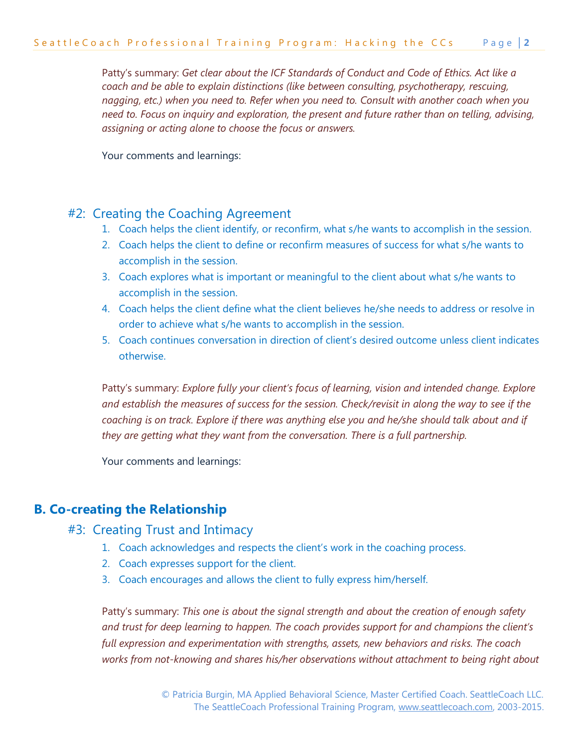Patty's summary: *Get clear about the ICF Standards of Conduct and Code of Ethics. Act like a coach and be able to explain distinctions (like between consulting, psychotherapy, rescuing, nagging, etc.) when you need to. Refer when you need to. Consult with another coach when you need to. Focus on inquiry and exploration, the present and future rather than on telling, advising, assigning or acting alone to choose the focus or answers.*

Your comments and learnings:

### #2: Creating the Coaching Agreement

1. Coach helps the client identify, or reconfirm, what s/he wants to accomplish in the session.
2. Coach helps the client to define or reconfirm measures of success for what s/he wants to accomplish in the session.
3. Coach explores what is important or meaningful to the client about what s/he wants to accomplish in the session.
4. Coach helps the client define what the client believes he/she needs to address or resolve in order to achieve what s/he wants to accomplish in the session.
5. Coach continues conversation in direction of client's desired outcome unless client indicates otherwise.

Patty's summary: *Explore fully your client's focus of learning, vision and intended change. Explore and establish the measures of success for the session. Check/revisit in along the way to see if the coaching is on track. Explore if there was anything else you and he/she should talk about and if they are getting what they want from the conversation. There is a full partnership.*

Your comments and learnings:

## B. Co-creating the Relationship

### #3: Creating Trust and Intimacy

1. Coach acknowledges and respects the client's work in the coaching process.
2. Coach expresses support for the client.
3. Coach encourages and allows the client to fully express him/herself.

Patty's summary: *This one is about the signal strength and about the creation of enough safety and trust for deep learning to happen. The coach provides support for and champions the client's full expression and experimentation with strengths, assets, new behaviors and risks. The coach works from not-knowing and shares his/her observations without attachment to being right about*

© Patricia Burgin, MA Applied Behavioral Science, Master Certified Coach. SeattleCoach LLC.
The SeattleCoach Professional Training Program, www.seattlecoach.com, 2003-2015.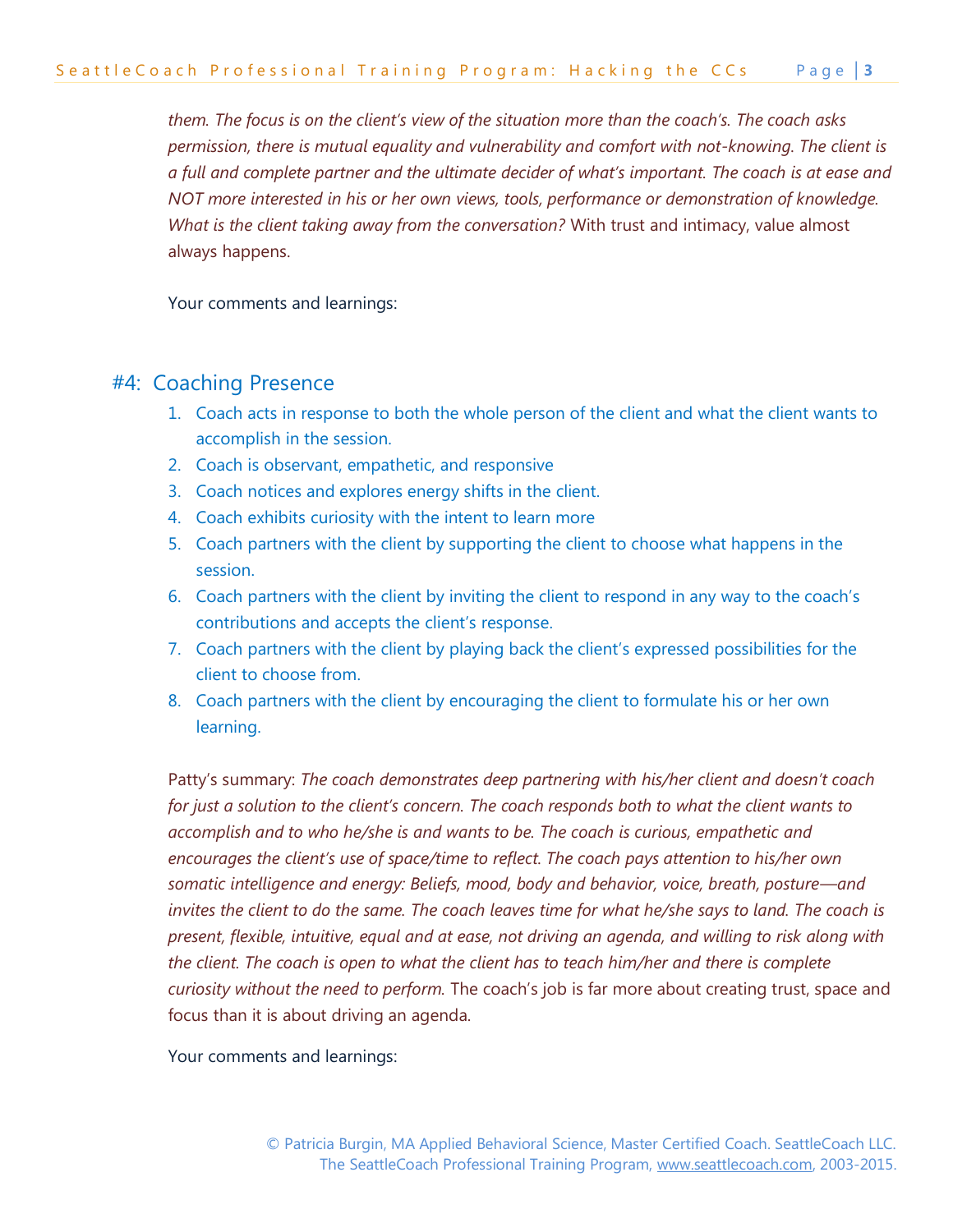*them. The focus is on the client's view of the situation more than the coach's. The coach asks permission, there is mutual equality and vulnerability and comfort with not-knowing. The client is a full and complete partner and the ultimate decider of what's important. The coach is at ease and NOT more interested in his or her own views, tools, performance or demonstration of knowledge. What is the client taking away from the conversation?* With trust and intimacy, value almost always happens.

Your comments and learnings:

## #4: Coaching Presence

1. Coach acts in response to both the whole person of the client and what the client wants to accomplish in the session.
2. Coach is observant, empathetic, and responsive
3. Coach notices and explores energy shifts in the client.
4. Coach exhibits curiosity with the intent to learn more
5. Coach partners with the client by supporting the client to choose what happens in the session.
6. Coach partners with the client by inviting the client to respond in any way to the coach's contributions and accepts the client's response.
7. Coach partners with the client by playing back the client's expressed possibilities for the client to choose from.
8. Coach partners with the client by encouraging the client to formulate his or her own learning.

Patty's summary: *The coach demonstrates deep partnering with his/her client and doesn't coach for just a solution to the client's concern. The coach responds both to what the client wants to accomplish and to who he/she is and wants to be. The coach is curious, empathetic and encourages the client's use of space/time to reflect. The coach pays attention to his/her own somatic intelligence and energy: Beliefs, mood, body and behavior, voice, breath, posture—and invites the client to do the same. The coach leaves time for what he/she says to land. The coach is present, flexible, intuitive, equal and at ease, not driving an agenda, and willing to risk along with the client. The coach is open to what the client has to teach him/her and there is complete curiosity without the need to perform.* The coach's job is far more about creating trust, space and focus than it is about driving an agenda.

Your comments and learnings:

© Patricia Burgin, MA Applied Behavioral Science, Master Certified Coach. SeattleCoach LLC.
The SeattleCoach Professional Training Program, www.seattlecoach.com, 2003-2015.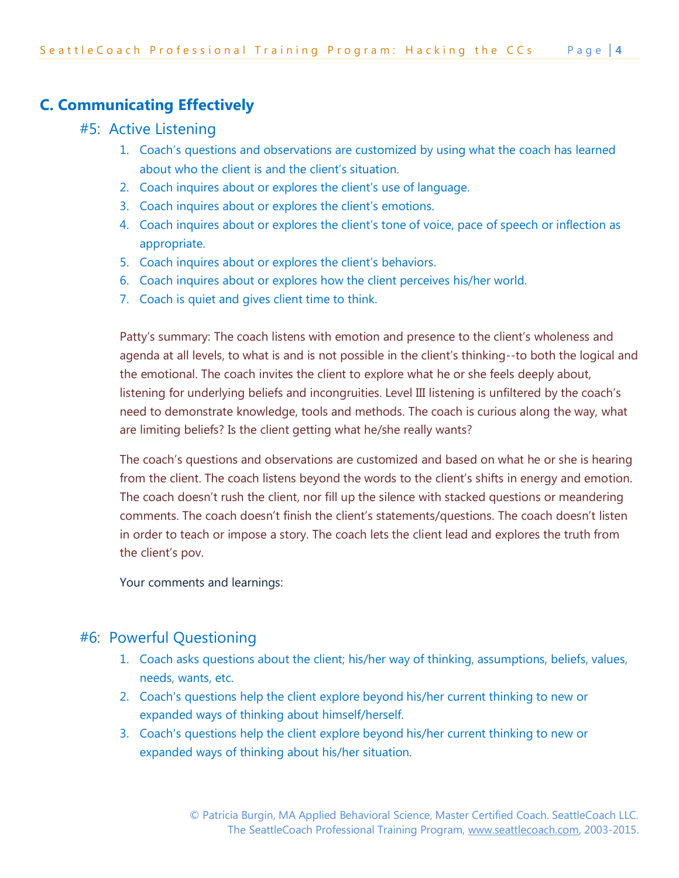## C. Communicating Effectively

### #5: Active Listening

1. Coach's questions and observations are customized by using what the coach has learned about who the client is and the client's situation.
2. Coach inquires about or explores the client's use of language.
3. Coach inquires about or explores the client's emotions.
4. Coach inquires about or explores the client's tone of voice, pace of speech or inflection as appropriate.
5. Coach inquires about or explores the client's behaviors.
6. Coach inquires about or explores how the client perceives his/her world.
7. Coach is quiet and gives client time to think.

Patty's summary: The coach listens with emotion and presence to the client's wholeness and agenda at all levels, to what is and is not possible in the client's thinking--to both the logical and the emotional. The coach invites the client to explore what he or she feels deeply about, listening for underlying beliefs and incongruities. Level III listening is unfiltered by the coach's need to demonstrate knowledge, tools and methods. The coach is curious along the way, what are limiting beliefs? Is the client getting what he/she really wants?

The coach's questions and observations are customized and based on what he or she is hearing from the client. The coach listens beyond the words to the client's shifts in energy and emotion. The coach doesn't rush the client, nor fill up the silence with stacked questions or meandering comments. The coach doesn't finish the client's statements/questions. The coach doesn't listen in order to teach or impose a story. The coach lets the client lead and explores the truth from the client's pov.

Your comments and learnings:

### #6: Powerful Questioning

1. Coach asks questions about the client; his/her way of thinking, assumptions, beliefs, values, needs, wants, etc.
2. Coach's questions help the client explore beyond his/her current thinking to new or expanded ways of thinking about himself/herself.
3. Coach's questions help the client explore beyond his/her current thinking to new or expanded ways of thinking about his/her situation.

© Patricia Burgin, MA Applied Behavioral Science, Master Certified Coach. SeattleCoach LLC. The SeattleCoach Professional Training Program, www.seattlecoach.com, 2003-2015.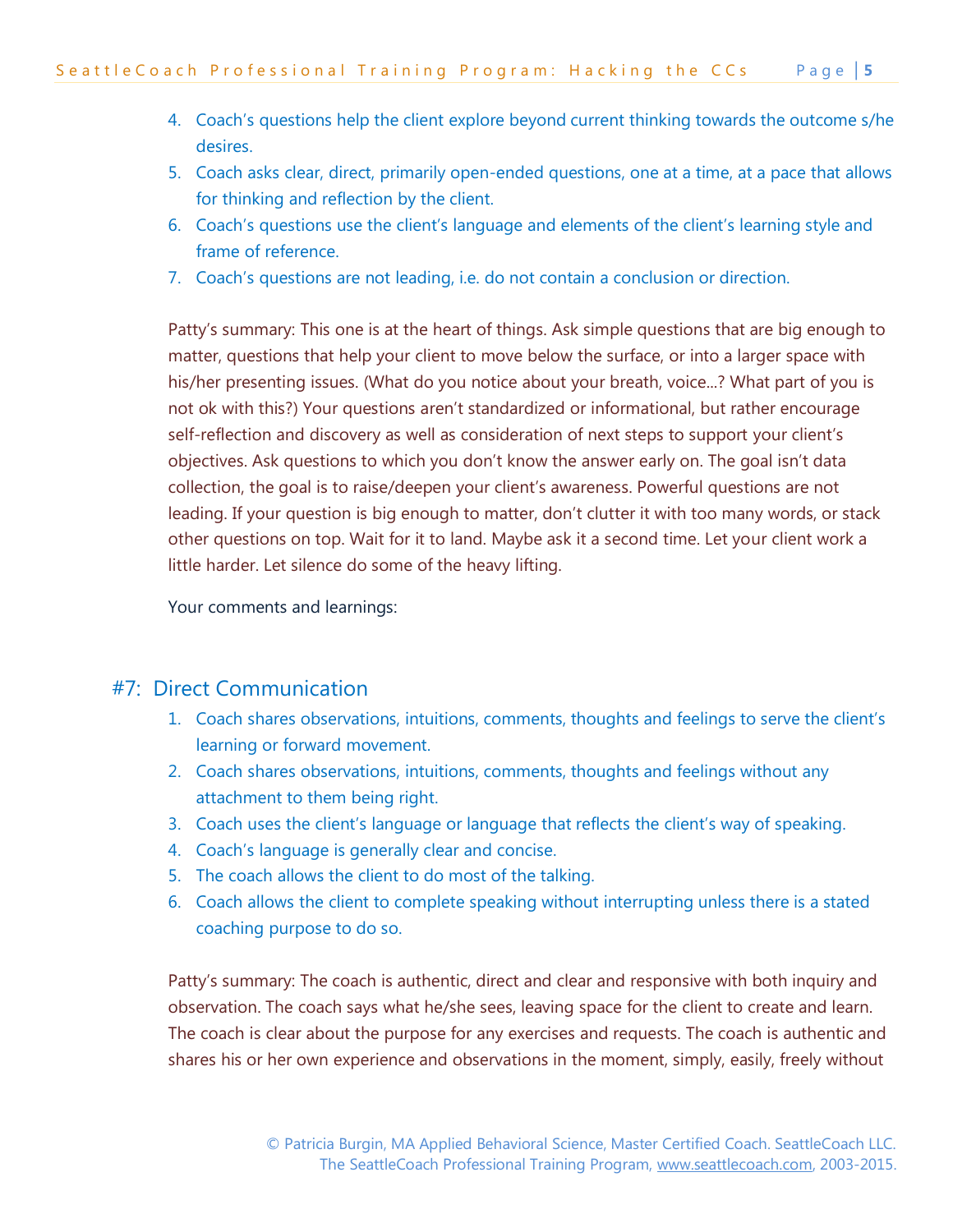4. Coach's questions help the client explore beyond current thinking towards the outcome s/he desires.
5. Coach asks clear, direct, primarily open-ended questions, one at a time, at a pace that allows for thinking and reflection by the client.
6. Coach's questions use the client's language and elements of the client's learning style and frame of reference.
7. Coach's questions are not leading, i.e. do not contain a conclusion or direction.

Patty's summary: This one is at the heart of things. Ask simple questions that are big enough to matter, questions that help your client to move below the surface, or into a larger space with his/her presenting issues. (What do you notice about your breath, voice...? What part of you is not ok with this?) Your questions aren't standardized or informational, but rather encourage self-reflection and discovery as well as consideration of next steps to support your client's objectives. Ask questions to which you don't know the answer early on. The goal isn't data collection, the goal is to raise/deepen your client's awareness. Powerful questions are not leading. If your question is big enough to matter, don't clutter it with too many words, or stack other questions on top. Wait for it to land. Maybe ask it a second time. Let your client work a little harder. Let silence do some of the heavy lifting.

Your comments and learnings:

## #7: Direct Communication

1. Coach shares observations, intuitions, comments, thoughts and feelings to serve the client's learning or forward movement.
2. Coach shares observations, intuitions, comments, thoughts and feelings without any attachment to them being right.
3. Coach uses the client's language or language that reflects the client's way of speaking.
4. Coach's language is generally clear and concise.
5. The coach allows the client to do most of the talking.
6. Coach allows the client to complete speaking without interrupting unless there is a stated coaching purpose to do so.

Patty's summary: The coach is authentic, direct and clear and responsive with both inquiry and observation. The coach says what he/she sees, leaving space for the client to create and learn. The coach is clear about the purpose for any exercises and requests. The coach is authentic and shares his or her own experience and observations in the moment, simply, easily, freely without

© Patricia Burgin, MA Applied Behavioral Science, Master Certified Coach. SeattleCoach LLC.
The SeattleCoach Professional Training Program, www.seattlecoach.com, 2003-2015.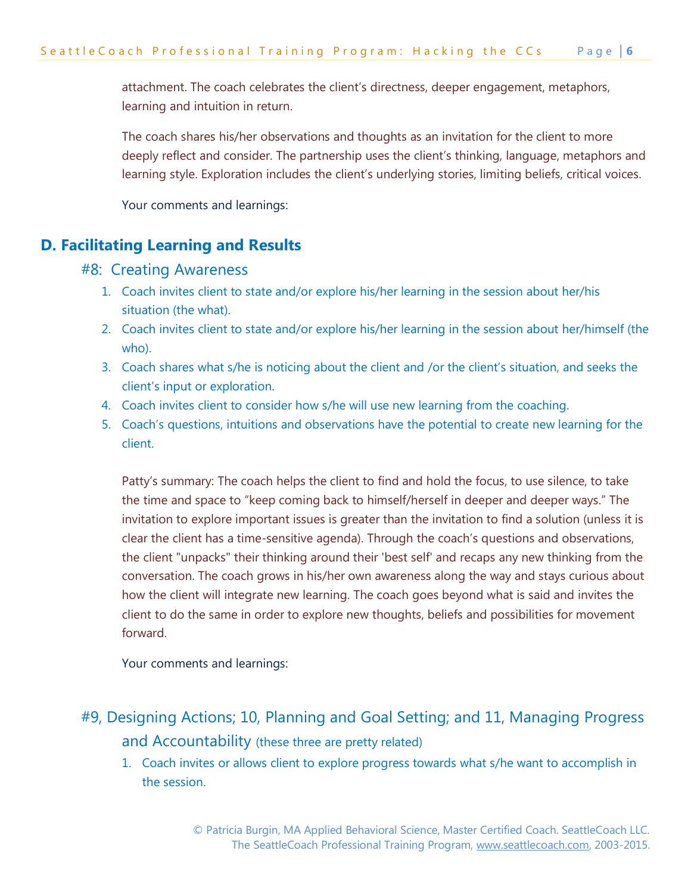attachment. The coach celebrates the client's directness, deeper engagement, metaphors, learning and intuition in return.

The coach shares his/her observations and thoughts as an invitation for the client to more deeply reflect and consider. The partnership uses the client's thinking, language, metaphors and learning style. Exploration includes the client's underlying stories, limiting beliefs, critical voices.

Your comments and learnings:

## D. Facilitating Learning and Results

### #8: Creating Awareness

1. Coach invites client to state and/or explore his/her learning in the session about her/his situation (the what).
2. Coach invites client to state and/or explore his/her learning in the session about her/himself (the who).
3. Coach shares what s/he is noticing about the client and /or the client's situation, and seeks the client's input or exploration.
4. Coach invites client to consider how s/he will use new learning from the coaching.
5. Coach's questions, intuitions and observations have the potential to create new learning for the client.

Patty's summary: The coach helps the client to find and hold the focus, to use silence, to take the time and space to "keep coming back to himself/herself in deeper and deeper ways." The invitation to explore important issues is greater than the invitation to find a solution (unless it is clear the client has a time-sensitive agenda). Through the coach's questions and observations, the client "unpacks" their thinking around their 'best self' and recaps any new thinking from the conversation. The coach grows in his/her own awareness along the way and stays curious about how the client will integrate new learning. The coach goes beyond what is said and invites the client to do the same in order to explore new thoughts, beliefs and possibilities for movement forward.

Your comments and learnings:

### #9, Designing Actions; 10, Planning and Goal Setting; and 11, Managing Progress and Accountability (these three are pretty related)

1. Coach invites or allows client to explore progress towards what s/he want to accomplish in the session.

© Patricia Burgin, MA Applied Behavioral Science, Master Certified Coach. SeattleCoach LLC. The SeattleCoach Professional Training Program, www.seattlecoach.com, 2003-2015.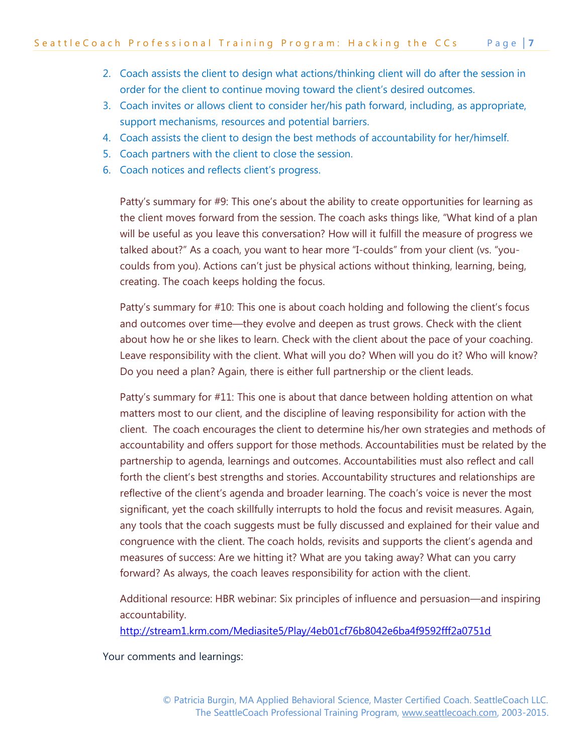2. Coach assists the client to design what actions/thinking client will do after the session in order for the client to continue moving toward the client's desired outcomes.
3. Coach invites or allows client to consider her/his path forward, including, as appropriate, support mechanisms, resources and potential barriers.
4. Coach assists the client to design the best methods of accountability for her/himself.
5. Coach partners with the client to close the session.
6. Coach notices and reflects client's progress.

Patty's summary for #9: This one's about the ability to create opportunities for learning as the client moves forward from the session. The coach asks things like, "What kind of a plan will be useful as you leave this conversation? How will it fulfill the measure of progress we talked about?" As a coach, you want to hear more "I-coulds" from your client (vs. "you-coulds from you). Actions can't just be physical actions without thinking, learning, being, creating. The coach keeps holding the focus.

Patty's summary for #10: This one is about coach holding and following the client's focus and outcomes over time—they evolve and deepen as trust grows. Check with the client about how he or she likes to learn. Check with the client about the pace of your coaching. Leave responsibility with the client. What will you do? When will you do it? Who will know? Do you need a plan? Again, there is either full partnership or the client leads.

Patty's summary for #11: This one is about that dance between holding attention on what matters most to our client, and the discipline of leaving responsibility for action with the client. The coach encourages the client to determine his/her own strategies and methods of accountability and offers support for those methods. Accountabilities must be related by the partnership to agenda, learnings and outcomes. Accountabilities must also reflect and call forth the client's best strengths and stories. Accountability structures and relationships are reflective of the client's agenda and broader learning. The coach's voice is never the most significant, yet the coach skillfully interrupts to hold the focus and revisit measures. Again, any tools that the coach suggests must be fully discussed and explained for their value and congruence with the client. The coach holds, revisits and supports the client's agenda and measures of success: Are we hitting it? What are you taking away? What can you carry forward? As always, the coach leaves responsibility for action with the client.

Additional resource: HBR webinar: Six principles of influence and persuasion—and inspiring accountability.
http://stream1.krm.com/Mediasite5/Play/4eb01cf76b8042e6ba4f9592fff2a0751d

Your comments and learnings:

© Patricia Burgin, MA Applied Behavioral Science, Master Certified Coach. SeattleCoach LLC.
The SeattleCoach Professional Training Program, www.seattlecoach.com, 2003-2015.